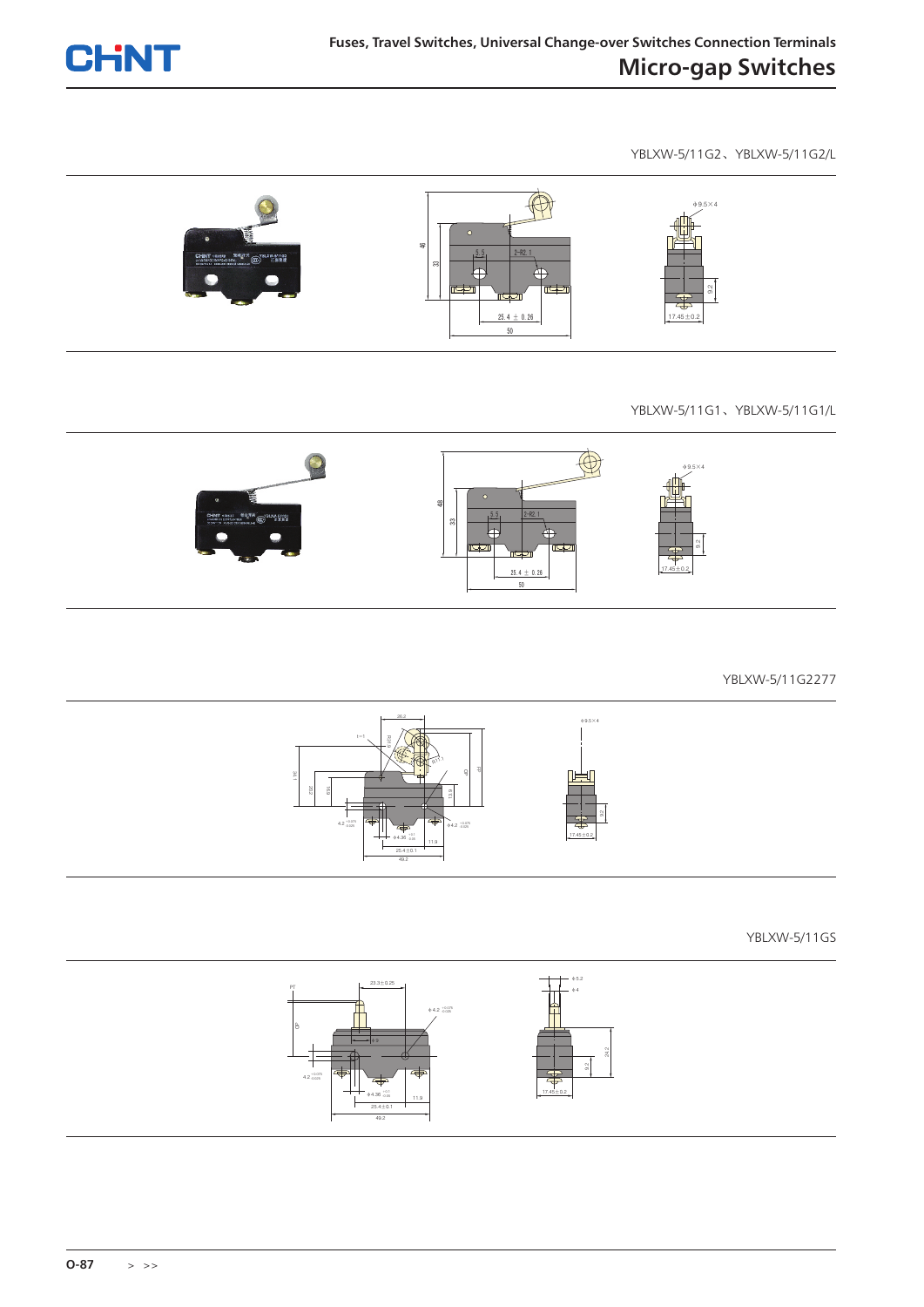# Micro-gap Switches

Fuses, Travel Switches, Universal Change-over Switches Connection Terminals

YBLXW-5/11G2、YBLXW-5/11G2/L

YBLXW-5/11G1、YBLXW-5/11G1/L

YBLXW-5/11G2277

YBLXW-5/11GS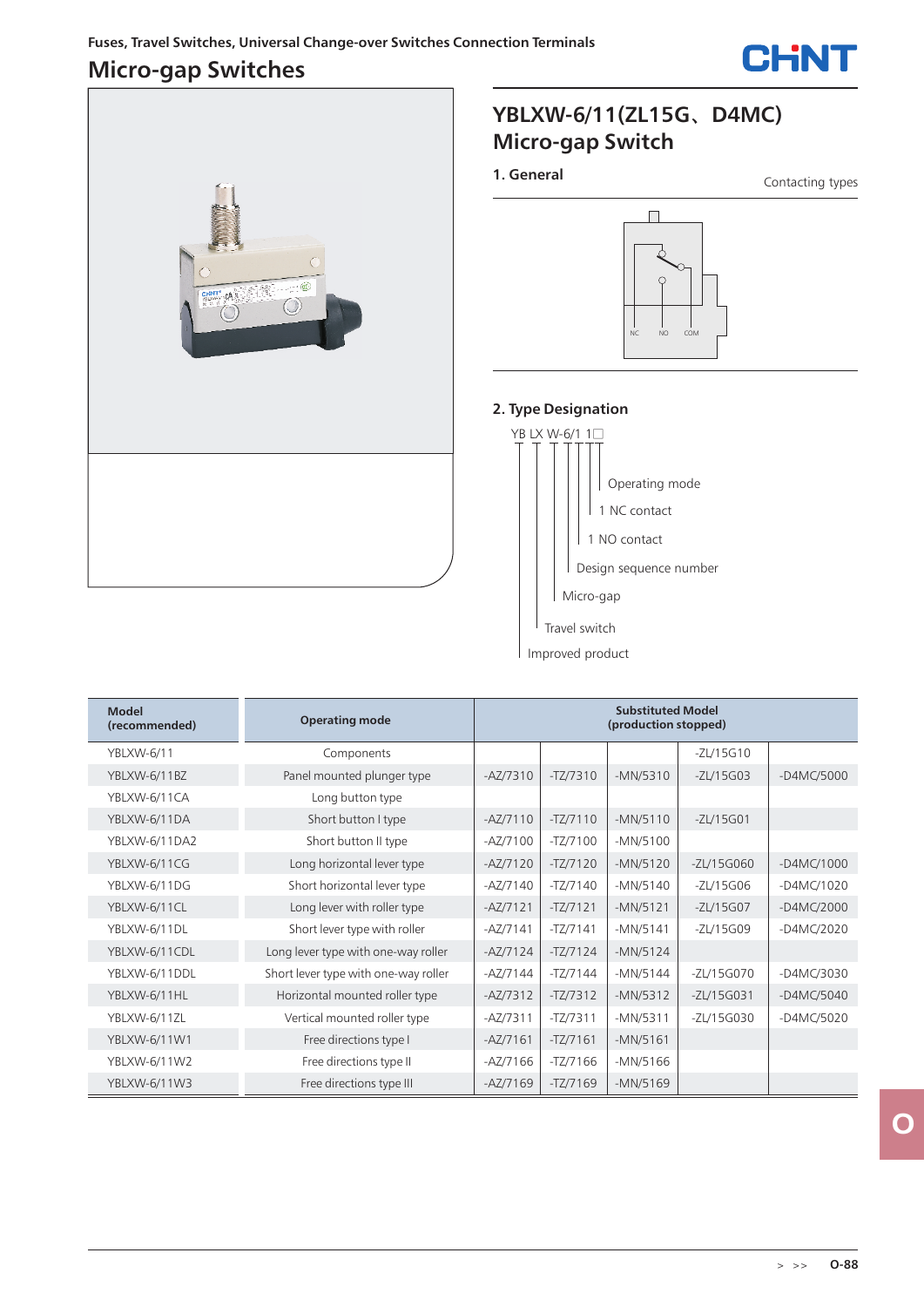Fuses, Travel Switches, Universal Change-over Switches Connection Terminals

# Micro-gap Switches

## YBLXW-6/11(ZL15G、D4MC) Micro-gap Switch

### 1. General

Contacting types

NC NO COM

### 2. Type Designation

YB LX W-6/1 1□

- Operating mode
- 1 NC contact
- 1 NO contact
- Design sequence number
- Micro-gap
- Travel switch
- Improved product

| Model (recommended) | Operating mode | Substituted Model (production stopped) | | | | |
|---|---|---|---|---|---|---|
| YBLXW-6/11 | Components | | | | -ZL/15G10 | |
| YBLXW-6/11BZ | Panel mounted plunger type | -AZ/7310 | -TZ/7310 | -MN/5310 | -ZL/15G03 | -D4MC/5000 |
| YBLXW-6/11CA | Long button type | | | | | |
| YBLXW-6/11DA | Short button I type | -AZ/7110 | -TZ/7110 | -MN/5110 | -ZL/15G01 | |
| YBLXW-6/11DA2 | Short button II type | -AZ/7100 | -TZ/7100 | -MN/5100 | | |
| YBLXW-6/11CG | Long horizontal lever type | -AZ/7120 | -TZ/7120 | -MN/5120 | -ZL/15G060 | -D4MC/1000 |
| YBLXW-6/11DG | Short horizontal lever type | -AZ/7140 | -TZ/7140 | -MN/5140 | -ZL/15G06 | -D4MC/1020 |
| YBLXW-6/11CL | Long lever with roller type | -AZ/7121 | -TZ/7121 | -MN/5121 | -ZL/15G07 | -D4MC/2000 |
| YBLXW-6/11DL | Short lever type with roller | -AZ/7141 | -TZ/7141 | -MN/5141 | -ZL/15G09 | -D4MC/2020 |
| YBLXW-6/11CDL | Long lever type with one-way roller | -AZ/7124 | -TZ/7124 | -MN/5124 | | |
| YBLXW-6/11DDL | Short lever type with one-way roller | -AZ/7144 | -TZ/7144 | -MN/5144 | -ZL/15G070 | -D4MC/3030 |
| YBLXW-6/11HL | Horizontal mounted roller type | -AZ/7312 | -TZ/7312 | -MN/5312 | -ZL/15G031 | -D4MC/5040 |
| YBLXW-6/11ZL | Vertical mounted roller type | -AZ/7311 | -TZ/7311 | -MN/5311 | -ZL/15G030 | -D4MC/5020 |
| YBLXW-6/11W1 | Free directions type I | -AZ/7161 | -TZ/7161 | -MN/5161 | | |
| YBLXW-6/11W2 | Free directions type II | -AZ/7166 | -TZ/7166 | -MN/5166 | | |
| YBLXW-6/11W3 | Free directions type III | -AZ/7169 | -TZ/7169 | -MN/5169 | | |